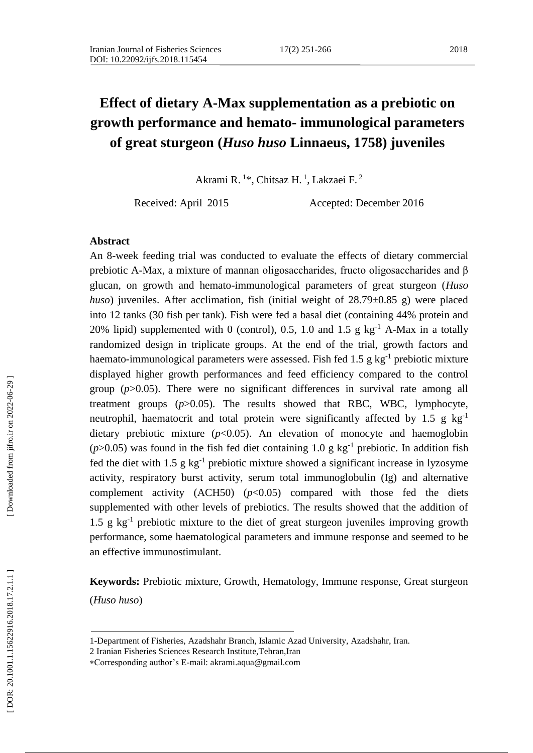# Effect of dietary A-Max supplementation as a prebiotic on growth performance and hemato- immunological parameters of great sturgeon (*Huso huso* Linnaeus, 1758) juveniles

Akrami R. [1]*, Chitsaz H. [1], Lakzaei F. [2]

Received: April 2015 Accepted: December 2016

## Abstract

An 8-week feeding trial was conducted to evaluate the effects of dietary commercial prebiotic A-Max, a mixture of mannan oligosaccharides, fructo oligosaccharides and β glucan, on growth and hemato-immunological parameters of great sturgeon (*Huso huso*) juveniles. After acclimation, fish (initial weight of 28.79±0.85 g) were placed into 12 tanks (30 fish per tank). Fish were fed a basal diet (containing 44% protein and 20% lipid) supplemented with 0 (control), 0.5, 1.0 and 1.5 g $kg^{-1}$ A-Max in a totally randomized design in triplicate groups. At the end of the trial, growth factors and haemato-immunological parameters were assessed. Fish fed 1.5 g $kg^{-1}$ prebiotic mixture displayed higher growth performances and feed efficiency compared to the control group ($p>0.05$). There were no significant differences in survival rate among all treatment groups ($p>0.05$). The results showed that RBC, WBC, lymphocyte, neutrophil, haematocrit and total protein were significantly affected by 1.5 g $kg^{-1}$ dietary prebiotic mixture ($p<0.05$). An elevation of monocyte and haemoglobin ($p>0.05$) was found in the fish fed diet containing 1.0 g $kg^{-1}$ prebiotic. In addition fish fed the diet with 1.5 g $kg^{-1}$ prebiotic mixture showed a significant increase in lyzosyme activity, respiratory burst activity, serum total immunoglobulin (Ig) and alternative complement activity (ACH50) ($p<0.05$) compared with those fed the diets supplemented with other levels of prebiotics. The results showed that the addition of 1.5 g $kg^{-1}$ prebiotic mixture to the diet of great sturgeon juveniles improving growth performance, some haematological parameters and immune response and seemed to be an effective immunostimulant.

**Keywords:** Prebiotic mixture, Growth, Hematology, Immune response, Great sturgeon (*Huso huso*)

---

1-Department of Fisheries, Azadshahr Branch, Islamic Azad University, Azadshahr, Iran.

2 Iranian Fisheries Sciences Research Institute,Tehran,Iran

*Corresponding author's E-mail: akrami.aqua@gmail.com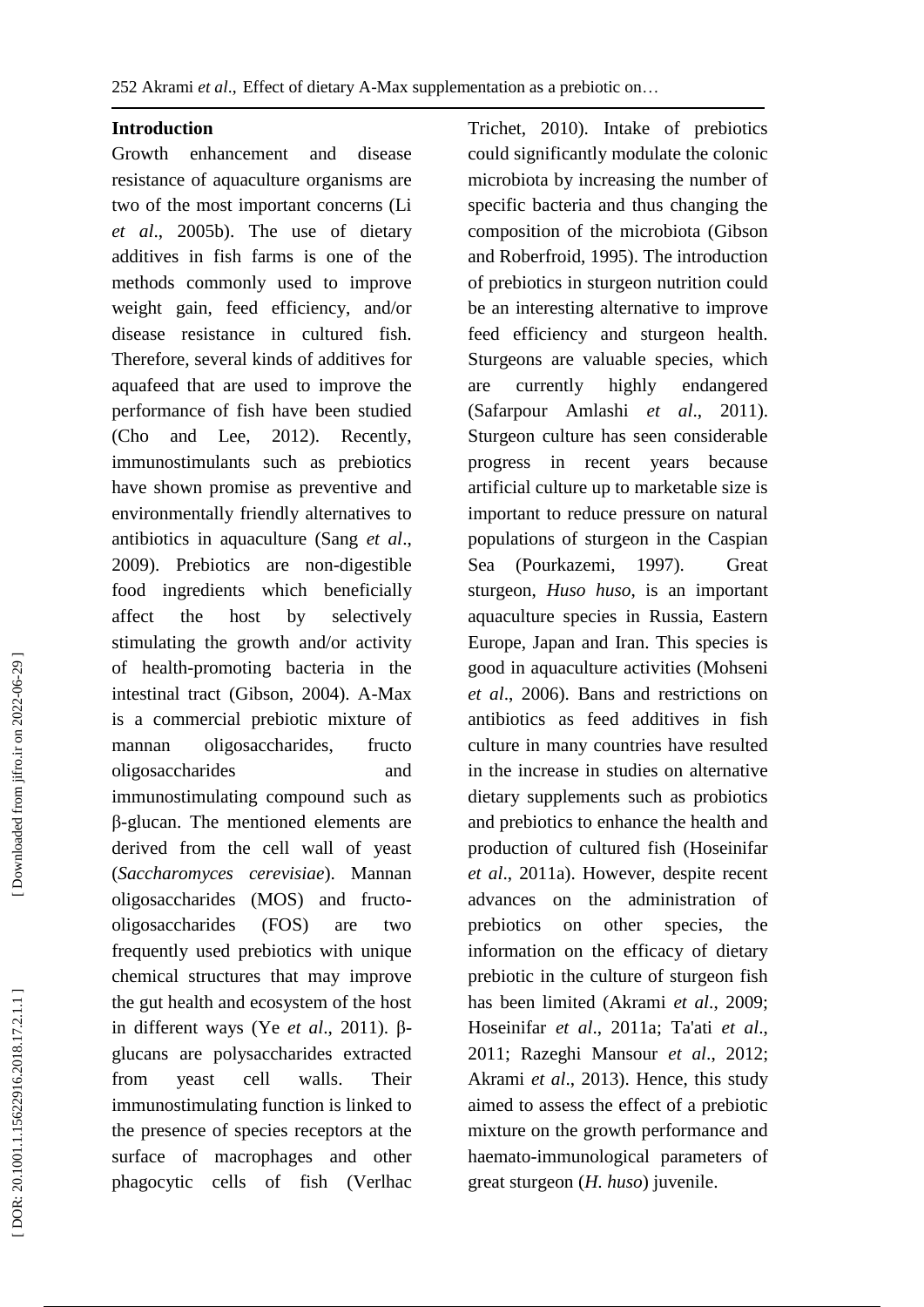## Introduction

Growth enhancement and disease resistance of aquaculture organisms are two of the most important concerns (Li *et al*., 2005b). The use of dietary additives in fish farms is one of the methods commonly used to improve weight gain, feed efficiency, and/or disease resistance in cultured fish. Therefore, several kinds of additives for aquafeed that are used to improve the performance of fish have been studied (Cho and Lee, 2012). Recently, immunostimulants such as prebiotics have shown promise as preventive and environmentally friendly alternatives to antibiotics in aquaculture (Sang *et al*., 2009). Prebiotics are non-digestible food ingredients which beneficially affect the host by selectively stimulating the growth and/or activity of health-promoting bacteria in the intestinal tract (Gibson, 2004). A-Max is a commercial prebiotic mixture of mannan oligosaccharides, fructo oligosaccharides and immunostimulating compound such as β-glucan. The mentioned elements are derived from the cell wall of yeast (*Saccharomyces cerevisiae*). Mannan oligosaccharides (MOS) and fructo-oligosaccharides (FOS) are two frequently used prebiotics with unique chemical structures that may improve the gut health and ecosystem of the host in different ways (Ye *et al*., 2011). β-glucans are polysaccharides extracted from yeast cell walls. Their immunostimulating function is linked to the presence of species receptors at the surface of macrophages and other phagocytic cells of fish (Verlhac Trichet, 2010). Intake of prebiotics could significantly modulate the colonic microbiota by increasing the number of specific bacteria and thus changing the composition of the microbiota (Gibson and Roberfroid, 1995). The introduction of prebiotics in sturgeon nutrition could be an interesting alternative to improve feed efficiency and sturgeon health. Sturgeons are valuable species, which are currently highly endangered (Safarpour Amlashi *et al*., 2011). Sturgeon culture has seen considerable progress in recent years because artificial culture up to marketable size is important to reduce pressure on natural populations of sturgeon in the Caspian Sea (Pourkazemi, 1997). Great sturgeon, *Huso huso*, is an important aquaculture species in Russia, Eastern Europe, Japan and Iran. This species is good in aquaculture activities (Mohseni *et al*., 2006). Bans and restrictions on antibiotics as feed additives in fish culture in many countries have resulted in the increase in studies on alternative dietary supplements such as probiotics and prebiotics to enhance the health and production of cultured fish (Hoseinifar *et al*., 2011a). However, despite recent advances on the administration of prebiotics on other species, the information on the efficacy of dietary prebiotic in the culture of sturgeon fish has been limited (Akrami *et al*., 2009; Hoseinifar *et al*., 2011a; Ta'ati *et al*., 2011; Razeghi Mansour *et al*., 2012; Akrami *et al*., 2013). Hence, this study aimed to assess the effect of a prebiotic mixture on the growth performance and haemato-immunological parameters of great sturgeon (*H. huso*) juvenile.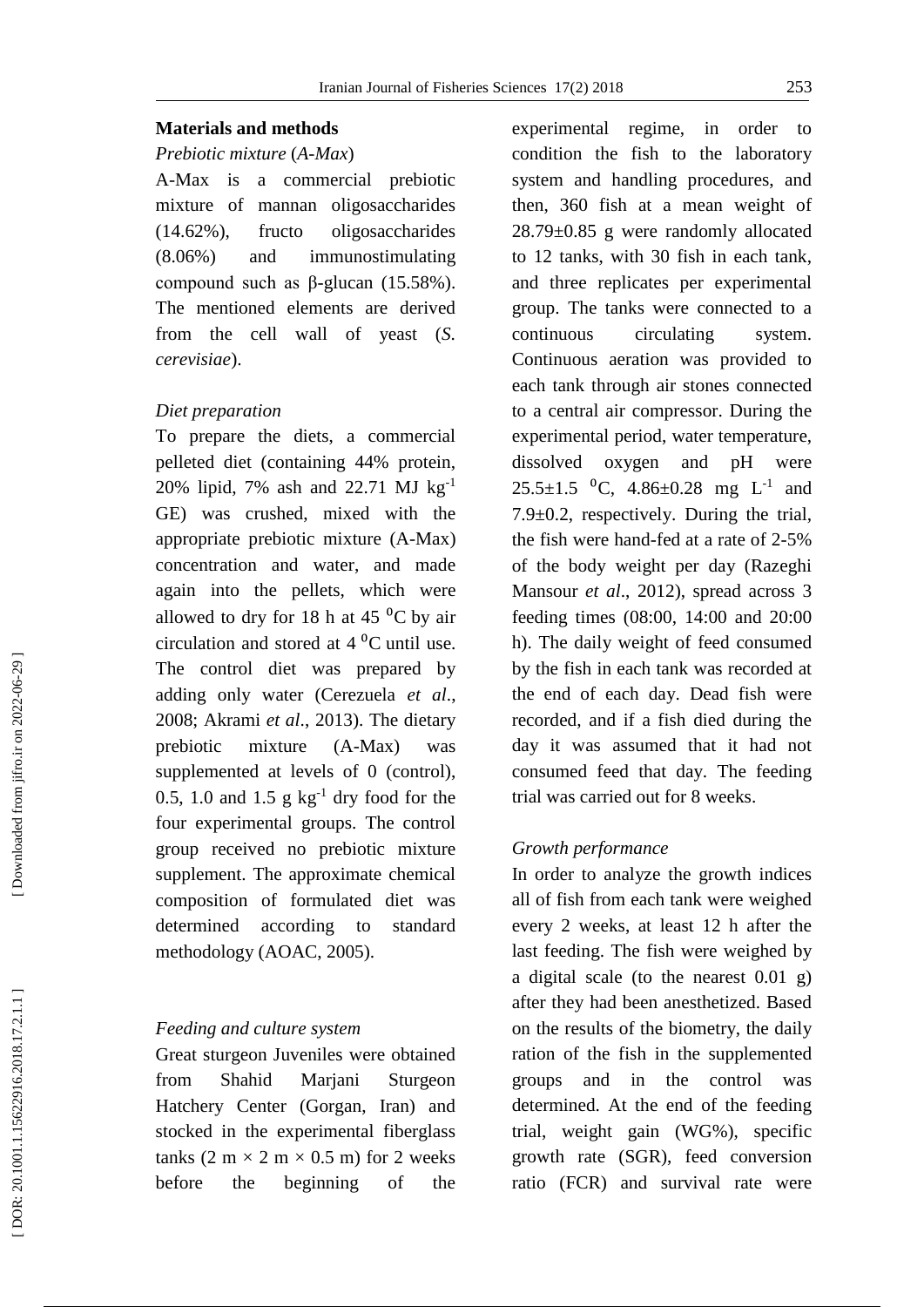## Materials and methods

*Prebiotic mixture* (*A-Max*)

A-Max is a commercial prebiotic mixture of mannan oligosaccharides (14.62%), fructo oligosaccharides (8.06%) and immunostimulating compound such as β-glucan (15.58%). The mentioned elements are derived from the cell wall of yeast (*S. cerevisiae*).

*Diet preparation*

To prepare the diets, a commercial pelleted diet (containing 44% protein, 20% lipid, 7% ash and 22.71 MJ $kg^{-1}$ GE) was crushed, mixed with the appropriate prebiotic mixture (A-Max) concentration and water, and made again into the pellets, which were allowed to dry for 18 h at 45 $^0$C by air circulation and stored at 4 $^0$C until use. The control diet was prepared by adding only water (Cerezuela *et al*., 2008; Akrami *et al*., 2013). The dietary prebiotic mixture (A-Max) was supplemented at levels of 0 (control), 0.5, 1.0 and 1.5 g $kg^{-1}$ dry food for the four experimental groups. The control group received no prebiotic mixture supplement. The approximate chemical composition of formulated diet was determined according to standard methodology (AOAC, 2005).

*Feeding and culture system*

Great sturgeon Juveniles were obtained from Shahid Marjani Sturgeon Hatchery Center (Gorgan, Iran) and stocked in the experimental fiberglass tanks (2 m × 2 m × 0.5 m) for 2 weeks before the beginning of the experimental regime, in order to condition the fish to the laboratory system and handling procedures, and then, 360 fish at a mean weight of 28.79±0.85 g were randomly allocated to 12 tanks, with 30 fish in each tank, and three replicates per experimental group. The tanks were connected to a continuous circulating system. Continuous aeration was provided to each tank through air stones connected to a central air compressor. During the experimental period, water temperature, dissolved oxygen and pH were 25.5±1.5 $^0$C, 4.86±0.28 mg $L^{-1}$ and 7.9±0.2, respectively. During the trial, the fish were hand-fed at a rate of 2-5% of the body weight per day (Razeghi Mansour *et al*., 2012), spread across 3 feeding times (08:00, 14:00 and 20:00 h). The daily weight of feed consumed by the fish in each tank was recorded at the end of each day. Dead fish were recorded, and if a fish died during the day it was assumed that it had not consumed feed that day. The feeding trial was carried out for 8 weeks.

*Growth performance*

In order to analyze the growth indices all of fish from each tank were weighed every 2 weeks, at least 12 h after the last feeding. The fish were weighed by a digital scale (to the nearest 0.01 g) after they had been anesthetized. Based on the results of the biometry, the daily ration of the fish in the supplemented groups and in the control was determined. At the end of the feeding trial, weight gain (WG%), specific growth rate (SGR), feed conversion ratio (FCR) and survival rate were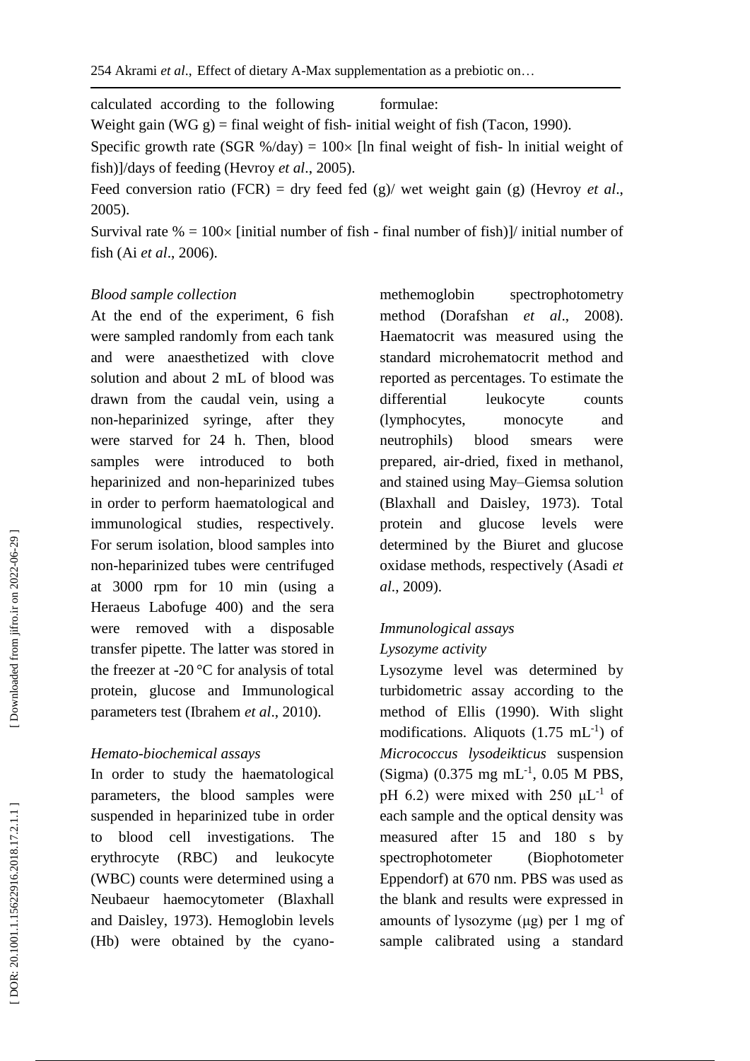calculated according to the following formulae:

Weight gain (WG g) = final weight of fish- initial weight of fish (Tacon, 1990).

Specific growth rate (SGR %/day) = 100× [ln final weight of fish- ln initial weight of fish)]/days of feeding (Hevroy *et al*., 2005).

Feed conversion ratio (FCR) = dry feed fed (g)/ wet weight gain (g) (Hevroy *et al*., 2005).

Survival rate % = 100× [initial number of fish - final number of fish)]/ initial number of fish (Ai *et al*., 2006).

*Blood sample collection*

At the end of the experiment, 6 fish were sampled randomly from each tank and were anaesthetized with clove solution and about 2 mL of blood was drawn from the caudal vein, using a non-heparinized syringe, after they were starved for 24 h. Then, blood samples were introduced to both heparinized and non-heparinized tubes in order to perform haematological and immunological studies, respectively. For serum isolation, blood samples into non-heparinized tubes were centrifuged at 3000 rpm for 10 min (using a Heraeus Labofuge 400) and the sera were removed with a disposable transfer pipette. The latter was stored in the freezer at -20 °C for analysis of total protein, glucose and Immunological parameters test (Ibrahem *et al*., 2010).

*Hemato-biochemical assays*

In order to study the haematological parameters, the blood samples were suspended in heparinized tube in order to blood cell investigations. The erythrocyte (RBC) and leukocyte (WBC) counts were determined using a Neubaeur haemocytometer (Blaxhall and Daisley, 1973). Hemoglobin levels (Hb) were obtained by the cyano-methemoglobin spectrophotometry method (Dorafshan *et al*., 2008). Haematocrit was measured using the standard microhematocrit method and reported as percentages. To estimate the differential leukocyte counts (lymphocytes, monocyte and neutrophils) blood smears were prepared, air-dried, fixed in methanol, and stained using May–Giemsa solution (Blaxhall and Daisley, 1973). Total protein and glucose levels were determined by the Biuret and glucose oxidase methods, respectively (Asadi *et al*., 2009).

*Immunological assays*

*Lysozyme activity*

Lysozyme level was determined by turbidometric assay according to the method of Ellis (1990). With slight modifications. Aliquots (1.75 $mL^{-1}$) of *Micrococcus lysodeikticus* suspension (Sigma) (0.375 mg $mL^{-1}$, 0.05 M PBS, pH 6.2) were mixed with 250 $\mu L^{-1}$ of each sample and the optical density was measured after 15 and 180 s by spectrophotometer (Biophotometer Eppendorf) at 670 nm. PBS was used as the blank and results were expressed in amounts of lysozyme (μg) per 1 mg of sample calibrated using a standard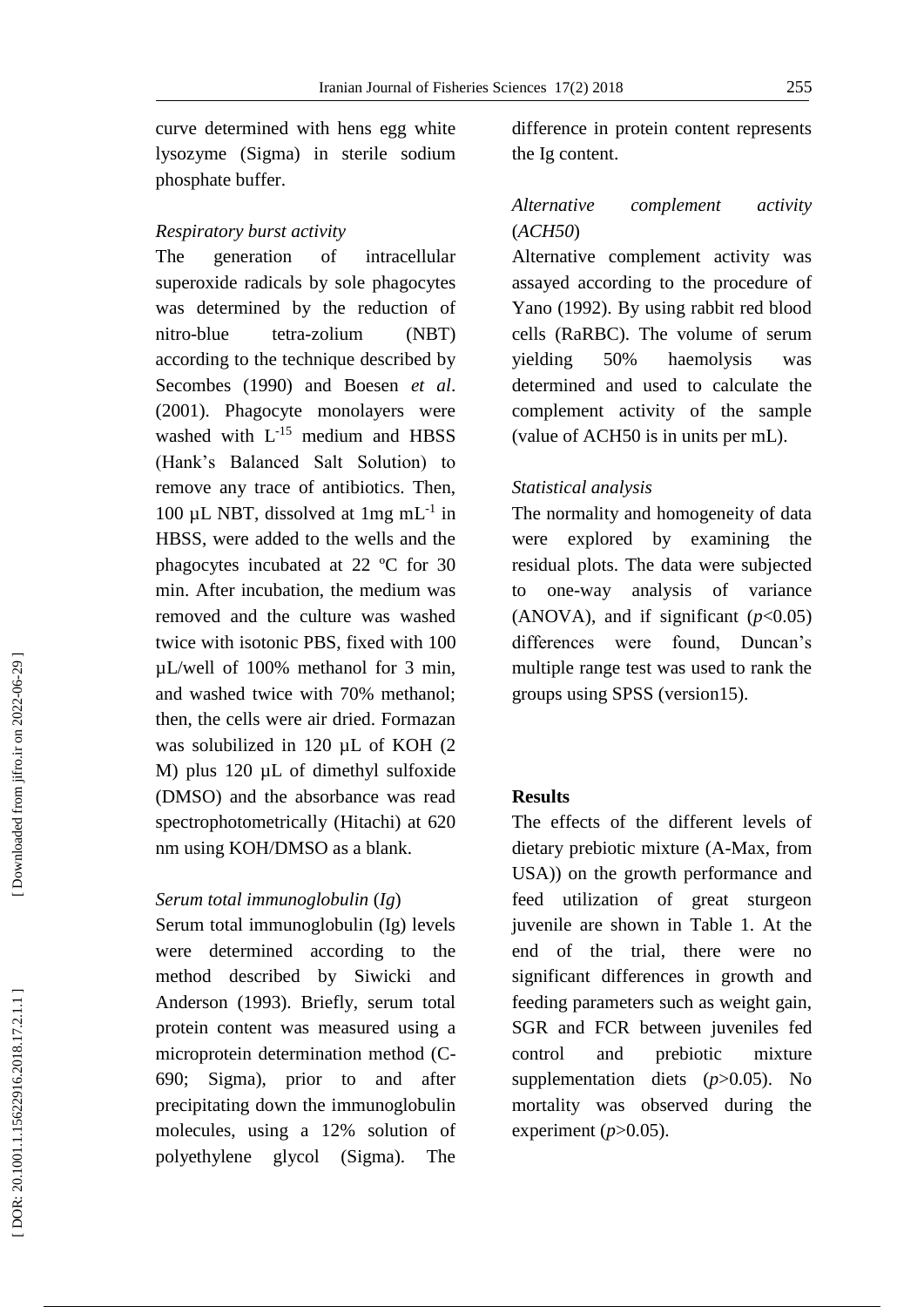curve determined with hens egg white lysozyme (Sigma) in sterile sodium phosphate buffer.

*Respiratory burst activity*

The generation of intracellular superoxide radicals by sole phagocytes was determined by the reduction of nitro-blue tetra-zolium (NBT) according to the technique described by Secombes (1990) and Boesen *et al*. (2001). Phagocyte monolayers were washed with $L^{-15}$ medium and HBSS (Hank's Balanced Salt Solution) to remove any trace of antibiotics. Then, 100 µL NBT, dissolved at 1mg $mL^{-1}$ in HBSS, were added to the wells and the phagocytes incubated at 22 ºC for 30 min. After incubation, the medium was removed and the culture was washed twice with isotonic PBS, fixed with 100 µL/well of 100% methanol for 3 min, and washed twice with 70% methanol; then, the cells were air dried. Formazan was solubilized in 120 µL of KOH (2 M) plus 120 µL of dimethyl sulfoxide (DMSO) and the absorbance was read spectrophotometrically (Hitachi) at 620 nm using KOH/DMSO as a blank.

*Serum total immunoglobulin* (*Ig*)

Serum total immunoglobulin (Ig) levels were determined according to the method described by Siwicki and Anderson (1993). Briefly, serum total protein content was measured using a microprotein determination method (C-690; Sigma), prior to and after precipitating down the immunoglobulin molecules, using a 12% solution of polyethylene glycol (Sigma). The difference in protein content represents the Ig content.

*Alternative complement activity* (*ACH50*)

Alternative complement activity was assayed according to the procedure of Yano (1992). By using rabbit red blood cells (RaRBC). The volume of serum yielding 50% haemolysis was determined and used to calculate the complement activity of the sample (value of ACH50 is in units per mL).

*Statistical analysis*

The normality and homogeneity of data were explored by examining the residual plots. The data were subjected to one-way analysis of variance (ANOVA), and if significant ($p$<0.05) differences were found, Duncan's multiple range test was used to rank the groups using SPSS (version15).

## Results

The effects of the different levels of dietary prebiotic mixture (A-Max, from USA)) on the growth performance and feed utilization of great sturgeon juvenile are shown in Table 1. At the end of the trial, there were no significant differences in growth and feeding parameters such as weight gain, SGR and FCR between juveniles fed control and prebiotic mixture supplementation diets ($p$>0.05). No mortality was observed during the experiment ($p$>0.05).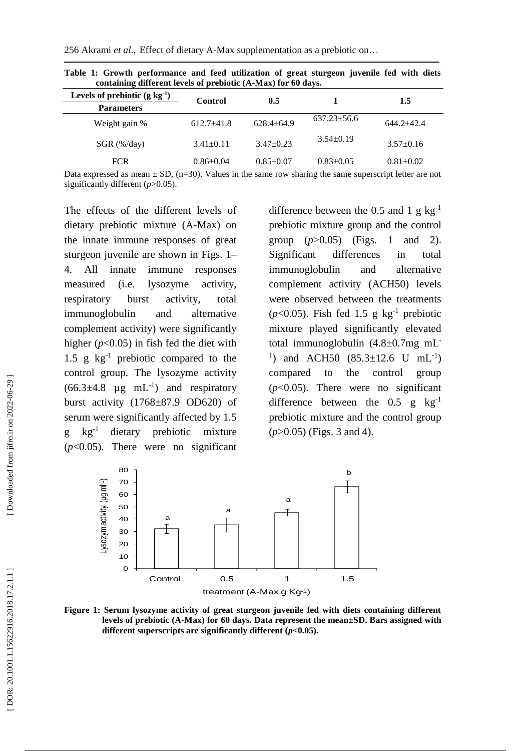**Table 1: Growth performance and feed utilization of great sturgeon juvenile fed with diets containing different levels of prebiotic (A-Max) for 60 days.**

| Levels of prebiotic (g $kg^{-1}$) / Parameters | Control | 0.5 | 1 | 1.5 |
|---|---|---|---|---|
| Weight gain % | 612.7±41.8 | 628.4±64.9 | 637.23±56.6 | 644.2±42.4 |
| SGR (%/day) | 3.41±0.11 | 3.47±0.23 | 3.54±0.19 | 3.57±0.16 |
| FCR | 0.86±0.04 | 0.85±0.07 | 0.83±0.05 | 0.81±0.02 |

Data expressed as mean ± SD, (n=30). Values in the same row sharing the same superscript letter are not significantly different ($p$>0.05).

The effects of the different levels of dietary prebiotic mixture (A-Max) on the innate immune responses of great sturgeon juvenile are shown in Figs. 1–4. All innate immune responses measured (i.e. lysozyme activity, respiratory burst activity, total immunoglobulin and alternative complement activity) were significantly higher ($p$<0.05) in fish fed the diet with 1.5 g $kg^{-1}$ prebiotic compared to the control group. The lysozyme activity (66.3±4.8 µg $mL^{-1}$) and respiratory burst activity (1768±87.9 OD620) of serum were significantly affected by 1.5 g $kg^{-1}$ dietary prebiotic mixture ($p$<0.05). There were no significant difference between the 0.5 and 1 g $kg^{-1}$ prebiotic mixture group and the control group ($p$>0.05) (Figs. 1 and 2). Significant differences in total immunoglobulin and alternative complement activity (ACH50) levels were observed between the treatments ($p$<0.05). Fish fed 1.5 g $kg^{-1}$ prebiotic mixture played significantly elevated total immunoglobulin (4.8±0.7mg $mL^{-1}$) and ACH50 (85.3±12.6 U $mL^{-1}$) compared to the control group ($p$<0.05). There were no significant difference between the 0.5 g $kg^{-1}$ prebiotic mixture and the control group ($p$>0.05) (Figs. 3 and 4).

**Figure 1: Serum lysozyme activity of great sturgeon juvenile fed with diets containing different levels of prebiotic (A-Max) for 60 days. Data represent the mean±SD. Bars assigned with different superscripts are significantly different ($p$<0.05).**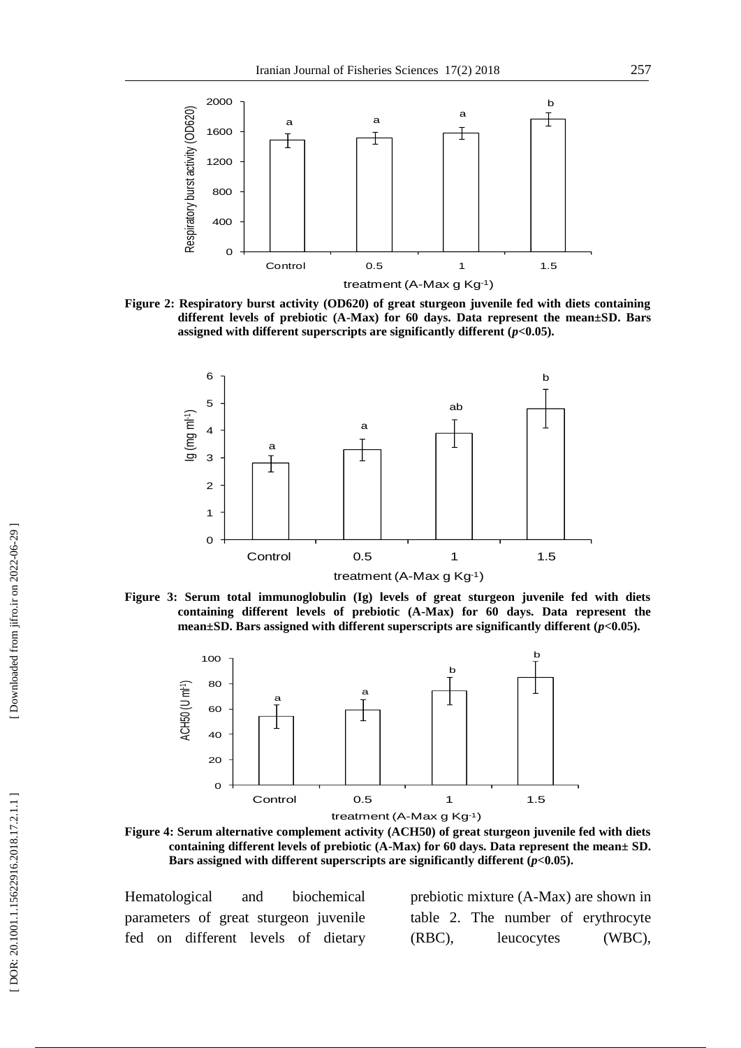Figure 2: Respiratory burst activity (OD620) of great sturgeon juvenile fed with diets containing different levels of prebiotic (A-Max) for 60 days. Data represent the mean±SD. Bars assigned with different superscripts are significantly different ($p<0.05$).

Figure 3: Serum total immunoglobulin (Ig) levels of great sturgeon juvenile fed with diets containing different levels of prebiotic (A-Max) for 60 days. Data represent the mean±SD. Bars assigned with different superscripts are significantly different ($p<0.05$).

Figure 4: Serum alternative complement activity (ACH50) of great sturgeon juvenile fed with diets containing different levels of prebiotic (A-Max) for 60 days. Data represent the mean± SD. Bars assigned with different superscripts are significantly different ($p<0.05$).

Hematological and biochemical parameters of great sturgeon juvenile fed on different levels of dietary prebiotic mixture (A-Max) are shown in table 2. The number of erythrocyte (RBC), leucocytes (WBC),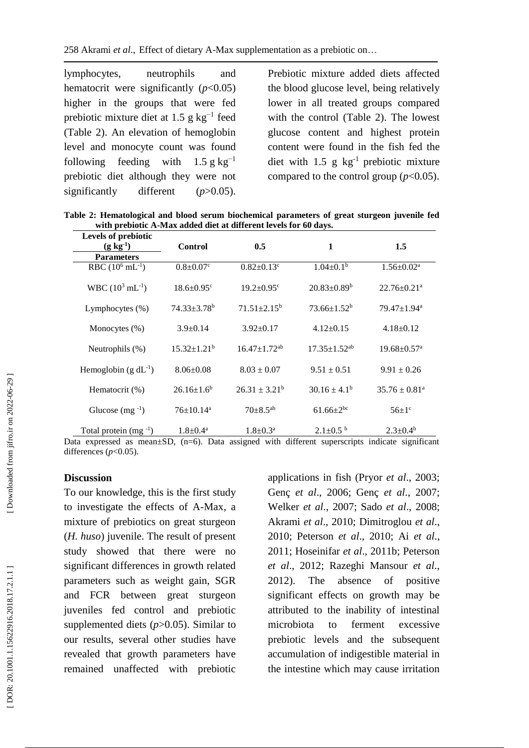lymphocytes, neutrophils and hematocrit were significantly ($p$<0.05) higher in the groups that were fed prebiotic mixture diet at 1.5 g kg$^{-1}$ feed (Table 2). An elevation of hemoglobin level and monocyte count was found following feeding with 1.5 g kg$^{-1}$ prebiotic diet although they were not significantly different ($p$>0.05). Prebiotic mixture added diets affected the blood glucose level, being relatively lower in all treated groups compared with the control (Table 2). The lowest glucose content and highest protein content were found in the fish fed the diet with 1.5 g kg$^{-1}$ prebiotic mixture compared to the control group ($p$<0.05).

**Table 2: Hematological and blood serum biochemical parameters of great sturgeon juvenile fed with prebiotic A-Max added diet at different levels for 60 days.**

| Levels of prebiotic (g kg$^{-1}$) / Parameters | Control | 0.5 | 1 | 1.5 |
|---|---|---|---|---|
| RBC ($10^6$ mL$^{-1}$) | 0.8±0.07$^c$ | 0.82±0.13$^c$ | 1.04±0.1$^b$ | 1.56±0.02$^a$ |
| WBC ($10^3$ mL$^{-1}$) | 18.6±0.95$^c$ | 19.2±0.95$^c$ | 20.83±0.89$^b$ | 22.76±0.21$^a$ |
| Lymphocytes (%) | 74.33±3.78$^b$ | 71.51±2.15$^b$ | 73.66±1.52$^b$ | 79.47±1.94$^a$ |
| Monocytes (%) | 3.9±0.14 | 3.92±0.17 | 4.12±0.15 | 4.18±0.12 |
| Neutrophils (%) | 15.32±1.21$^b$ | 16.47±1.72$^{ab}$ | 17.35±1.52$^{ab}$ | 19.68±0.57$^a$ |
| Hemoglobin (g dL$^{-1}$) | 8.06±0.08 | 8.03 ± 0.07 | 9.51 ± 0.51 | 9.91 ± 0.26 |
| Hematocrit (%) | 26.16±1.6$^b$ | 26.31 ± 3.21$^b$ | 30.16 ± 4.1$^b$ | 35.76 ± 0.81$^a$ |
| Glucose (mg $^{-1}$) | 76±10.14$^a$ | 70±8.5$^{ab}$ | 61.66±2$^{bc}$ | 56±1$^c$ |
| Total protein (mg $^{-1}$) | 1.8±0.4$^a$ | 1.8±0.3$^a$ | 2.1±0.5 $^b$ | 2.3±0.4$^b$ |

Data expressed as mean±SD, (n=6). Data assigned with different superscripts indicate significant differences ($p$<0.05).

## Discussion

To our knowledge, this is the first study to investigate the effects of A-Max, a mixture of prebiotics on great sturgeon (*H. huso*) juvenile. The result of present study showed that there were no significant differences in growth related parameters such as weight gain, SGR and FCR between great sturgeon juveniles fed control and prebiotic supplemented diets ($p$>0.05). Similar to our results, several other studies have revealed that growth parameters have remained unaffected with prebiotic applications in fish (Pryor *et al*., 2003; Genç *et al*., 2006; Genç *et al*., 2007; Welker *et al*., 2007; Sado *et al*., 2008; Akrami *et al*., 2010; Dimitroglou *et al*., 2010; Peterson *et al*., 2010; Ai *et al*., 2011; Hoseinifar *et al*., 2011b; Peterson *et al*., 2012; Razeghi Mansour *et al*., 2012). The absence of positive significant effects on growth may be attributed to the inability of intestinal microbiota to ferment excessive prebiotic levels and the subsequent accumulation of indigestible material in the intestine which may cause irritation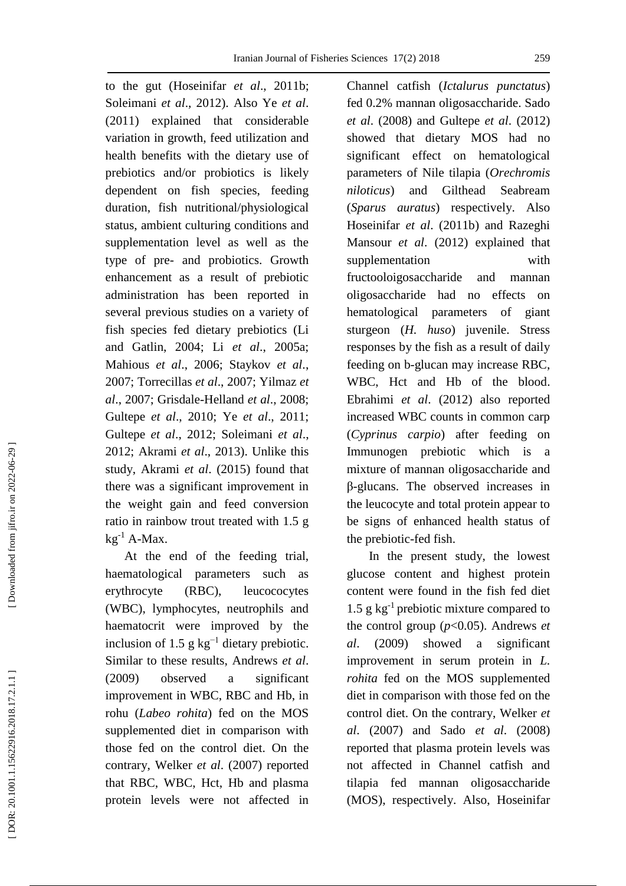to the gut (Hoseinifar *et al*., 2011b; Soleimani *et al*., 2012). Also Ye *et al*. (2011) explained that considerable variation in growth, feed utilization and health benefits with the dietary use of prebiotics and/or probiotics is likely dependent on fish species, feeding duration, fish nutritional/physiological status, ambient culturing conditions and supplementation level as well as the type of pre- and probiotics. Growth enhancement as a result of prebiotic administration has been reported in several previous studies on a variety of fish species fed dietary prebiotics (Li and Gatlin, 2004; Li *et al*., 2005a; Mahious *et al*., 2006; Staykov *et al*., 2007; Torrecillas *et al*., 2007; Yilmaz *et al*., 2007; Grisdale-Helland *et al*., 2008; Gultepe *et al*., 2010; Ye *et al*., 2011; Gultepe *et al*., 2012; Soleimani *et al*., 2012; Akrami *et al*., 2013). Unlike this study, Akrami *et al*. (2015) found that there was a significant improvement in the weight gain and feed conversion ratio in rainbow trout treated with 1.5 g $kg^{-1}$ A-Max.

At the end of the feeding trial, haematological parameters such as erythrocyte (RBC), leucococytes (WBC), lymphocytes, neutrophils and haematocrit were improved by the inclusion of 1.5 g $kg^{-1}$ dietary prebiotic. Similar to these results, Andrews *et al*. (2009) observed a significant improvement in WBC, RBC and Hb, in rohu (*Labeo rohita*) fed on the MOS supplemented diet in comparison with those fed on the control diet. On the contrary, Welker *et al*. (2007) reported that RBC, WBC, Hct, Hb and plasma protein levels were not affected in Channel catfish (*Ictalurus punctatus*) fed 0.2% mannan oligosaccharide. Sado *et al*. (2008) and Gultepe *et al*. (2012) showed that dietary MOS had no significant effect on hematological parameters of Nile tilapia (*Orechromis niloticus*) and Gilthead Seabream (*Sparus auratus*) respectively. Also Hoseinifar *et al*. (2011b) and Razeghi Mansour *et al*. (2012) explained that supplementation with fructooloigosaccharide and mannan oligosaccharide had no effects on hematological parameters of giant sturgeon (*H. huso*) juvenile. Stress responses by the fish as a result of daily feeding on b-glucan may increase RBC, WBC, Hct and Hb of the blood. Ebrahimi *et al*. (2012) also reported increased WBC counts in common carp (*Cyprinus carpio*) after feeding on Immunogen prebiotic which is a mixture of mannan oligosaccharide and β-glucans. The observed increases in the leucocyte and total protein appear to be signs of enhanced health status of the prebiotic-fed fish.

In the present study, the lowest glucose content and highest protein content were found in the fish fed diet 1.5 g $kg^{-1}$ prebiotic mixture compared to the control group ($p<0.05$). Andrews *et al*. (2009) showed a significant improvement in serum protein in *L. rohita* fed on the MOS supplemented diet in comparison with those fed on the control diet. On the contrary, Welker *et al*. (2007) and Sado *et al*. (2008) reported that plasma protein levels was not affected in Channel catfish and tilapia fed mannan oligosaccharide (MOS), respectively. Also, Hoseinifar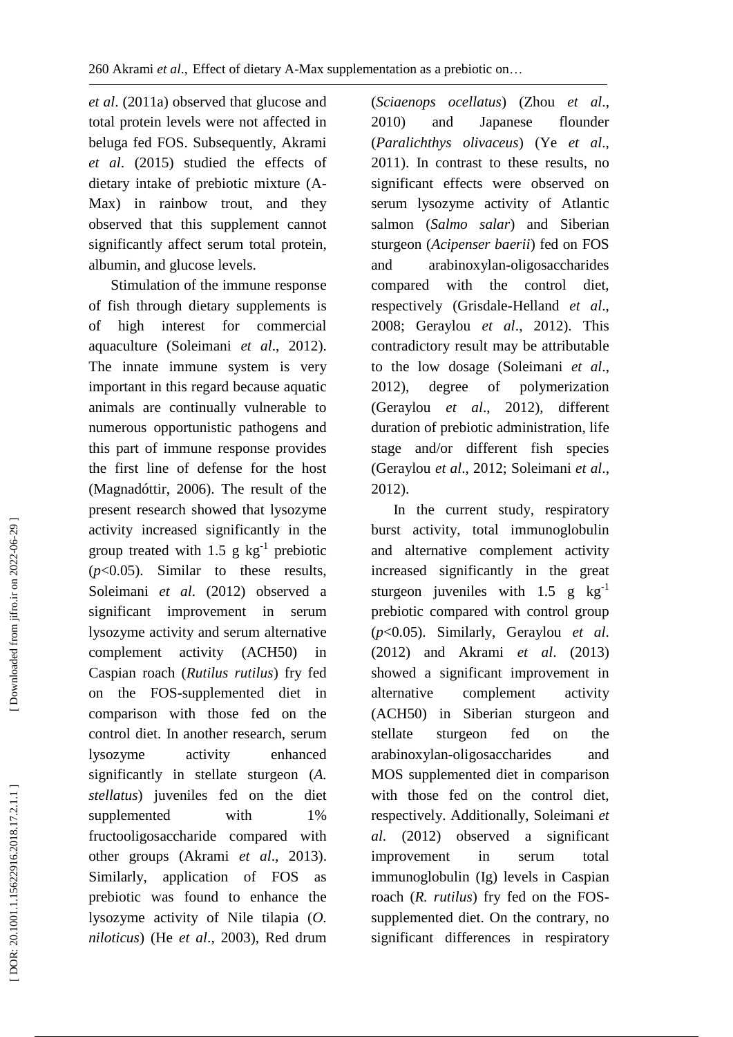*et al*. (2011a) observed that glucose and total protein levels were not affected in beluga fed FOS. Subsequently, Akrami *et al*. (2015) studied the effects of dietary intake of prebiotic mixture (A-Max) in rainbow trout, and they observed that this supplement cannot significantly affect serum total protein, albumin, and glucose levels.

Stimulation of the immune response of fish through dietary supplements is of high interest for commercial aquaculture (Soleimani *et al*., 2012). The innate immune system is very important in this regard because aquatic animals are continually vulnerable to numerous opportunistic pathogens and this part of immune response provides the first line of defense for the host (Magnadóttir, 2006). The result of the present research showed that lysozyme activity increased significantly in the group treated with 1.5 g $kg^{-1}$ prebiotic ($p$<0.05). Similar to these results, Soleimani *et al*. (2012) observed a significant improvement in serum lysozyme activity and serum alternative complement activity (ACH50) in Caspian roach (*Rutilus rutilus*) fry fed on the FOS-supplemented diet in comparison with those fed on the control diet. In another research, serum lysozyme activity enhanced significantly in stellate sturgeon (*A. stellatus*) juveniles fed on the diet supplemented with 1% fructooligosaccharide compared with other groups (Akrami *et al*., 2013). Similarly, application of FOS as prebiotic was found to enhance the lysozyme activity of Nile tilapia (*O. niloticus*) (He *et al*., 2003), Red drum (*Sciaenops ocellatus*) (Zhou *et al*., 2010) and Japanese flounder (*Paralichthys olivaceus*) (Ye *et al*., 2011). In contrast to these results, no significant effects were observed on serum lysozyme activity of Atlantic salmon (*Salmo salar*) and Siberian sturgeon (*Acipenser baerii*) fed on FOS and arabinoxylan-oligosaccharides compared with the control diet, respectively (Grisdale-Helland *et al*., 2008; Geraylou *et al*., 2012). This contradictory result may be attributable to the low dosage (Soleimani *et al*., 2012), degree of polymerization (Geraylou *et al*., 2012), different duration of prebiotic administration, life stage and/or different fish species (Geraylou *et al*., 2012; Soleimani *et al*., 2012).

In the current study, respiratory burst activity, total immunoglobulin and alternative complement activity increased significantly in the great sturgeon juveniles with 1.5 g $kg^{-1}$ prebiotic compared with control group ($p$<0.05). Similarly, Geraylou *et al*. (2012) and Akrami *et al*. (2013) showed a significant improvement in alternative complement activity (ACH50) in Siberian sturgeon and stellate sturgeon fed on the arabinoxylan-oligosaccharides and MOS supplemented diet in comparison with those fed on the control diet, respectively. Additionally, Soleimani *et al*. (2012) observed a significant improvement in serum total immunoglobulin (Ig) levels in Caspian roach (*R. rutilus*) fry fed on the FOS-supplemented diet. On the contrary, no significant differences in respiratory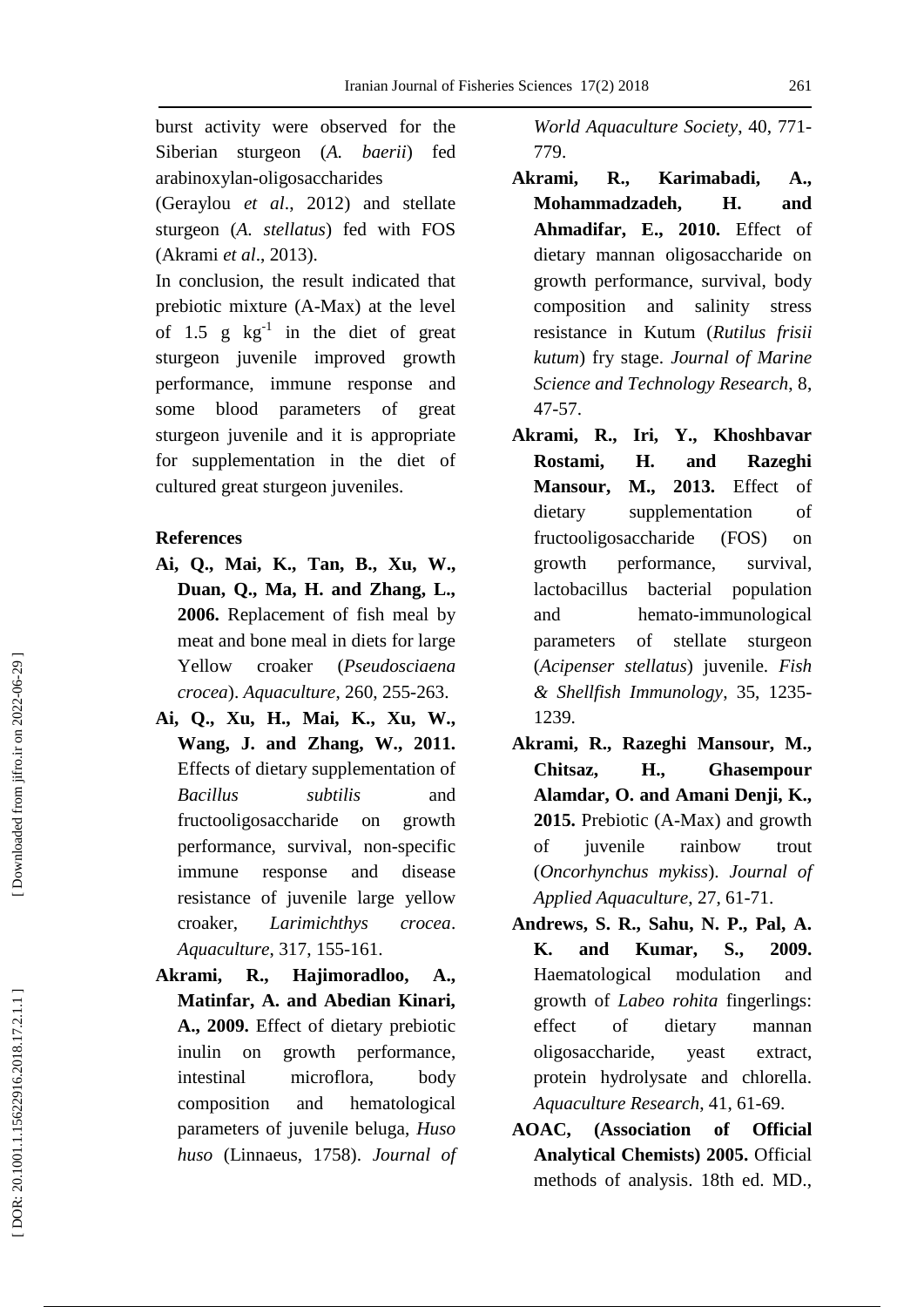burst activity were observed for the Siberian sturgeon (*A. baerii*) fed arabinoxylan-oligosaccharides (Geraylou *et al*., 2012) and stellate sturgeon (*A. stellatus*) fed with FOS (Akrami *et al*., 2013).

In conclusion, the result indicated that prebiotic mixture (A-Max) at the level of 1.5 g $kg^{-1}$ in the diet of great sturgeon juvenile improved growth performance, immune response and some blood parameters of great sturgeon juvenile and it is appropriate for supplementation in the diet of cultured great sturgeon juveniles.

## References

**Ai, Q., Mai, K., Tan, B., Xu, W., Duan, Q., Ma, H. and Zhang, L., 2006.** Replacement of fish meal by meat and bone meal in diets for large Yellow croaker (*Pseudosciaena crocea*). *Aquaculture*, 260, 255-263.

**Ai, Q., Xu, H., Mai, K., Xu, W., Wang, J. and Zhang, W., 2011.** Effects of dietary supplementation of *Bacillus subtilis* and fructooligosaccharide on growth performance, survival, non-specific immune response and disease resistance of juvenile large yellow croaker, *Larimichthys crocea*. *Aquaculture*, 317, 155-161.

**Akrami, R., Hajimoradloo, A., Matinfar, A. and Abedian Kinari, A., 2009.** Effect of dietary prebiotic inulin on growth performance, intestinal microflora, body composition and hematological parameters of juvenile beluga, *Huso huso* (Linnaeus, 1758). *Journal of World Aquaculture Society*, 40, 771-779.

**Akrami, R., Karimabadi, A., Mohammadzadeh, H. and Ahmadifar, E., 2010.** Effect of dietary mannan oligosaccharide on growth performance, survival, body composition and salinity stress resistance in Kutum (*Rutilus frisii kutum*) fry stage. *Journal of Marine Science and Technology Research*, 8, 47-57.

**Akrami, R., Iri, Y., Khoshbavar Rostami, H. and Razeghi Mansour, M., 2013.** Effect of dietary supplementation of fructooligosaccharide (FOS) on growth performance, survival, lactobacillus bacterial population and hemato-immunological parameters of stellate sturgeon (*Acipenser stellatus*) juvenile. *Fish & Shellfish Immunology*, 35, 1235-1239.

**Akrami, R., Razeghi Mansour, M., Chitsaz, H., Ghasempour Alamdar, O. and Amani Denji, K., 2015.** Prebiotic (A-Max) and growth of juvenile rainbow trout (*Oncorhynchus mykiss*). *Journal of Applied Aquaculture*, 27, 61-71.

**Andrews, S. R., Sahu, N. P., Pal, A. K. and Kumar, S., 2009.** Haematological modulation and growth of *Labeo rohita* fingerlings: effect of dietary mannan oligosaccharide, yeast extract, protein hydrolysate and chlorella. *Aquaculture Research*, 41, 61-69.

**AOAC, (Association of Official Analytical Chemists) 2005.** Official methods of analysis. 18th ed. MD.,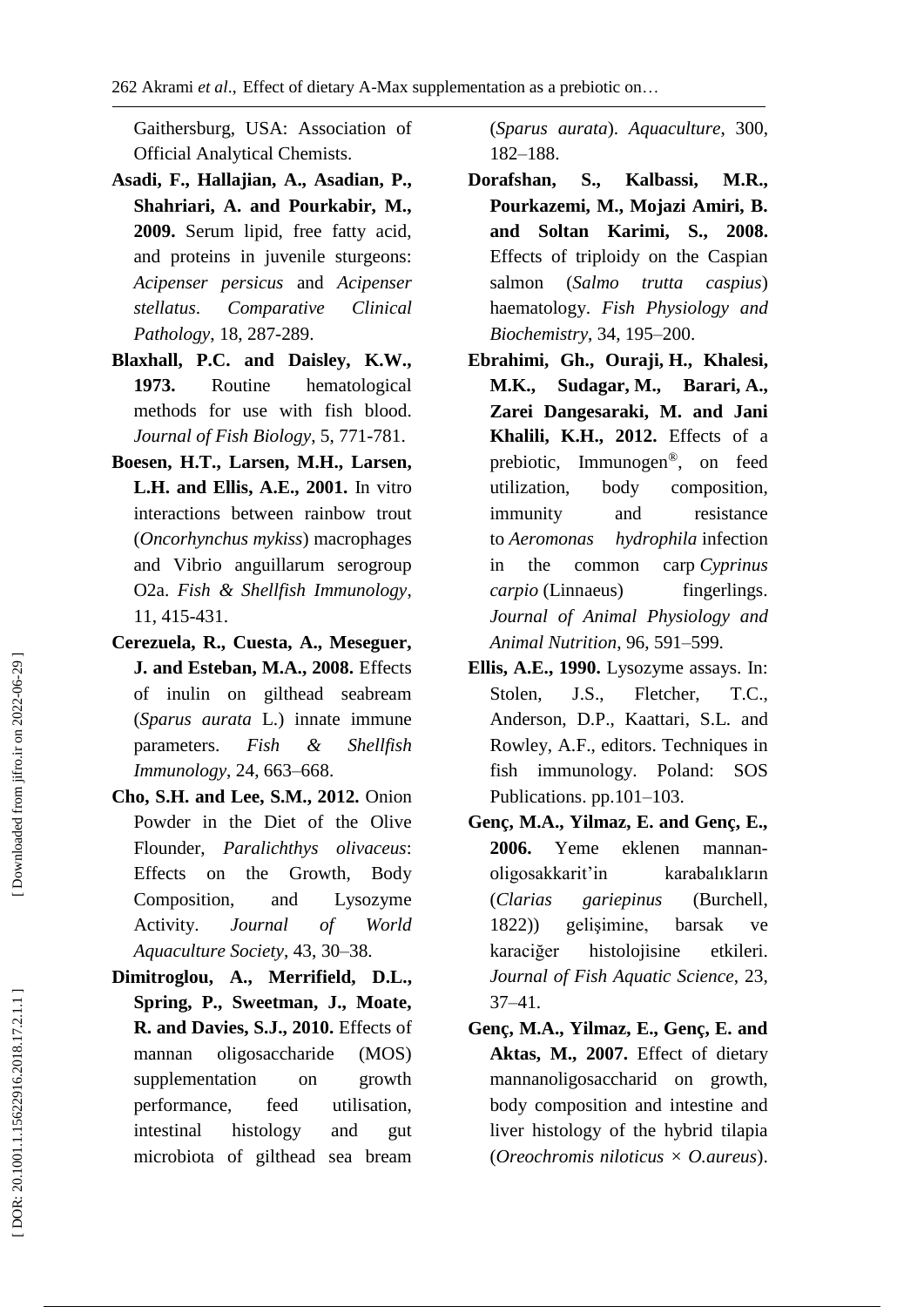Gaithersburg, USA: Association of Official Analytical Chemists.

**Asadi, F., Hallajian, A., Asadian, P., Shahriari, A. and Pourkabir, M., 2009.** Serum lipid, free fatty acid, and proteins in juvenile sturgeons: *Acipenser persicus* and *Acipenser stellatus*. *Comparative Clinical Pathology*, 18, 287-289.

**Blaxhall, P.C. and Daisley, K.W., 1973.** Routine hematological methods for use with fish blood. *Journal of Fish Biology*, 5, 771-781.

**Boesen, H.T., Larsen, M.H., Larsen, L.H. and Ellis, A.E., 2001.** In vitro interactions between rainbow trout (*Oncorhynchus mykiss*) macrophages and Vibrio anguillarum serogroup O2a. *Fish & Shellfish Immunology*, 11, 415-431.

**Cerezuela, R., Cuesta, A., Meseguer, J. and Esteban, M.A., 2008.** Effects of inulin on gilthead seabream (*Sparus aurata* L.) innate immune parameters. *Fish & Shellfish Immunology*, 24, 663–668.

**Cho, S.H. and Lee, S.M., 2012.** Onion Powder in the Diet of the Olive Flounder, *Paralichthys olivaceus*: Effects on the Growth, Body Composition, and Lysozyme Activity. *Journal of World Aquaculture Society*, 43, 30–38.

**Dimitroglou, A., Merrifield, D.L., Spring, P., Sweetman, J., Moate, R. and Davies, S.J., 2010.** Effects of mannan oligosaccharide (MOS) supplementation on growth performance, feed utilisation, intestinal histology and gut microbiota of gilthead sea bream (*Sparus aurata*). *Aquaculture*, 300, 182–188.

**Dorafshan, S., Kalbassi, M.R., Pourkazemi, M., Mojazi Amiri, B. and Soltan Karimi, S., 2008.** Effects of triploidy on the Caspian salmon (*Salmo trutta caspius*) haematology. *Fish Physiology and Biochemistry*, 34, 195–200.

**Ebrahimi, Gh., Ouraji, H., Khalesi, M.K., Sudagar, M., Barari, A., Zarei Dangesaraki, M. and Jani Khalili, K.H., 2012.** Effects of a prebiotic, Immunogen®, on feed utilization, body composition, immunity and resistance to *Aeromonas hydrophila* infection in the common carp *Cyprinus carpio* (Linnaeus) fingerlings. *Journal of Animal Physiology and Animal Nutrition*, 96, 591–599.

**Ellis, A.E., 1990.** Lysozyme assays. In: Stolen, J.S., Fletcher, T.C., Anderson, D.P., Kaattari, S.L. and Rowley, A.F., editors. Techniques in fish immunology. Poland: SOS Publications. pp.101–103.

**Genç, M.A., Yilmaz, E. and Genç, E., 2006.** Yeme eklenen mannan-oligosakkarit'in karabalıkların (*Clarias gariepinus* (Burchell, 1822)) gelişimine, barsak ve karaciğer histolojisine etkileri. *Journal of Fish Aquatic Science*, 23, 37–41.

**Genç, M.A., Yilmaz, E., Genç, E. and Aktas, M., 2007.** Effect of dietary mannanoligosaccharid on growth, body composition and intestine and liver histology of the hybrid tilapia (*Oreochromis niloticus* × *O.aureus*).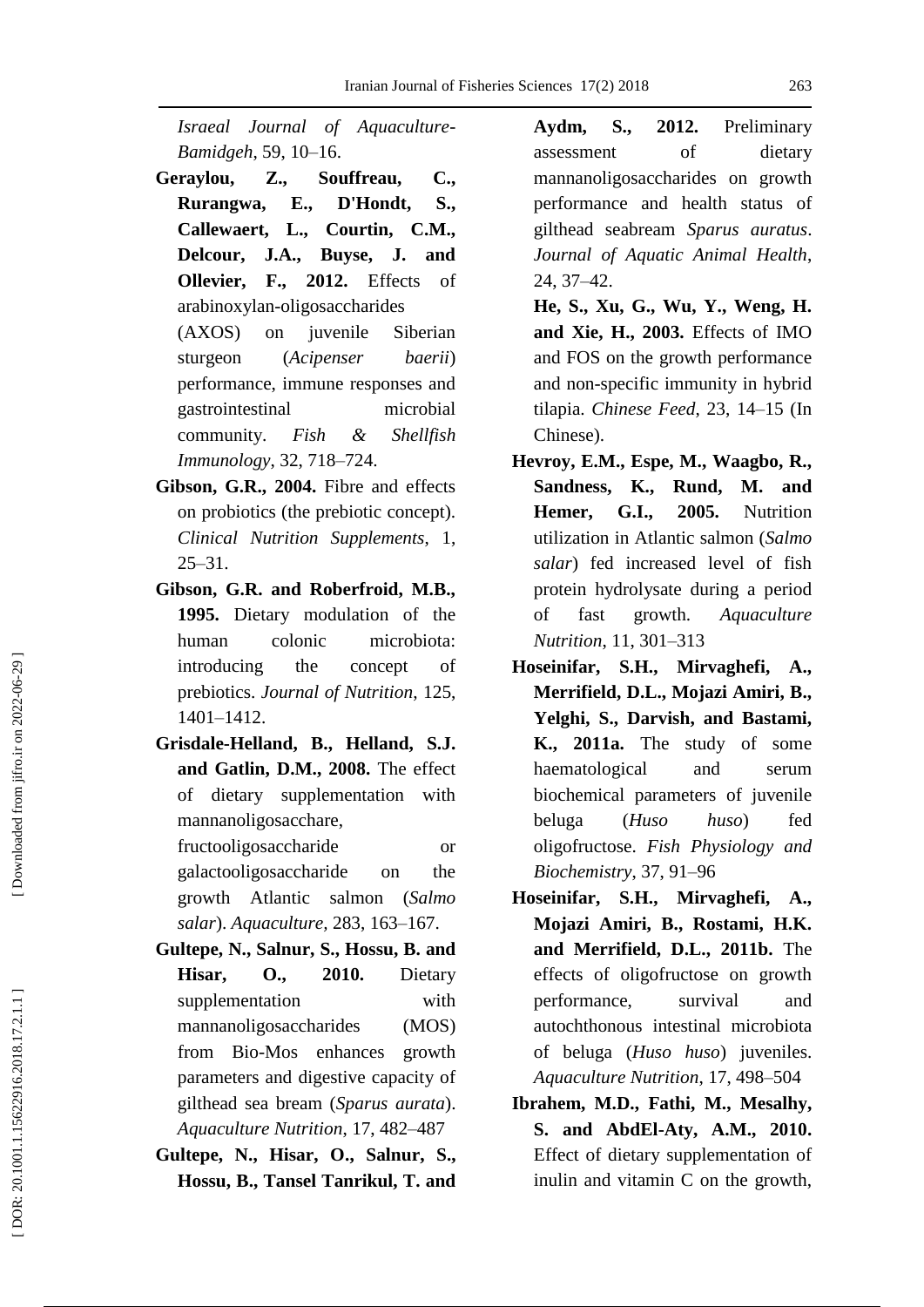*Israeal Journal of Aquaculture-Bamidgeh*, 59, 10–16.

**Geraylou, Z., Souffreau, C., Rurangwa, E., D'Hondt, S., Callewaert, L., Courtin, C.M., Delcour, J.A., Buyse, J. and Ollevier, F., 2012.** Effects of arabinoxylan-oligosaccharides (AXOS) on juvenile Siberian sturgeon (*Acipenser baerii*) performance, immune responses and gastrointestinal microbial community. *Fish & Shellfish Immunology*, 32, 718–724.

**Gibson, G.R., 2004.** Fibre and effects on probiotics (the prebiotic concept). *Clinical Nutrition Supplements*, 1, 25–31.

**Gibson, G.R. and Roberfroid, M.B., 1995.** Dietary modulation of the human colonic microbiota: introducing the concept of prebiotics. *Journal of Nutrition*, 125, 1401–1412.

**Grisdale-Helland, B., Helland, S.J. and Gatlin, D.M., 2008.** The effect of dietary supplementation with mannanoligosacchare, fructooligosaccharide or galactooligosaccharide on the growth Atlantic salmon (*Salmo salar*). *Aquaculture*, 283, 163–167.

**Gultepe, N., Salnur, S., Hossu, B. and Hisar, O., 2010.** Dietary supplementation with mannanoligosaccharides (MOS) from Bio-Mos enhances growth parameters and digestive capacity of gilthead sea bream (*Sparus aurata*). *Aquaculture Nutrition*, 17, 482–487

**Gultepe, N., Hisar, O., Salnur, S., Hossu, B., Tansel Tanrikul, T. and Aydm, S., 2012.** Preliminary assessment of dietary mannanoligosaccharides on growth performance and health status of gilthead seabream *Sparus auratus*. *Journal of Aquatic Animal Health*, 24, 37–42.

**He, S., Xu, G., Wu, Y., Weng, H. and Xie, H., 2003.** Effects of IMO and FOS on the growth performance and non-specific immunity in hybrid tilapia. *Chinese Feed*, 23, 14–15 (In Chinese).

**Hevroy, E.M., Espe, M., Waagbo, R., Sandness, K., Rund, M. and Hemer, G.I., 2005.** Nutrition utilization in Atlantic salmon (*Salmo salar*) fed increased level of fish protein hydrolysate during a period of fast growth. *Aquaculture Nutrition*, 11, 301–313

**Hoseinifar, S.H., Mirvaghefi, A., Merrifield, D.L., Mojazi Amiri, B., Yelghi, S., Darvish, and Bastami, K., 2011a.** The study of some haematological and serum biochemical parameters of juvenile beluga (*Huso huso*) fed oligofructose. *Fish Physiology and Biochemistry*, 37, 91–96

**Hoseinifar, S.H., Mirvaghefi, A., Mojazi Amiri, B., Rostami, H.K. and Merrifield, D.L., 2011b.** The effects of oligofructose on growth performance, survival and autochthonous intestinal microbiota of beluga (*Huso huso*) juveniles. *Aquaculture Nutrition*, 17, 498–504

**Ibrahem, M.D., Fathi, M., Mesalhy, S. and AbdEl-Aty, A.M., 2010.** Effect of dietary supplementation of inulin and vitamin C on the growth,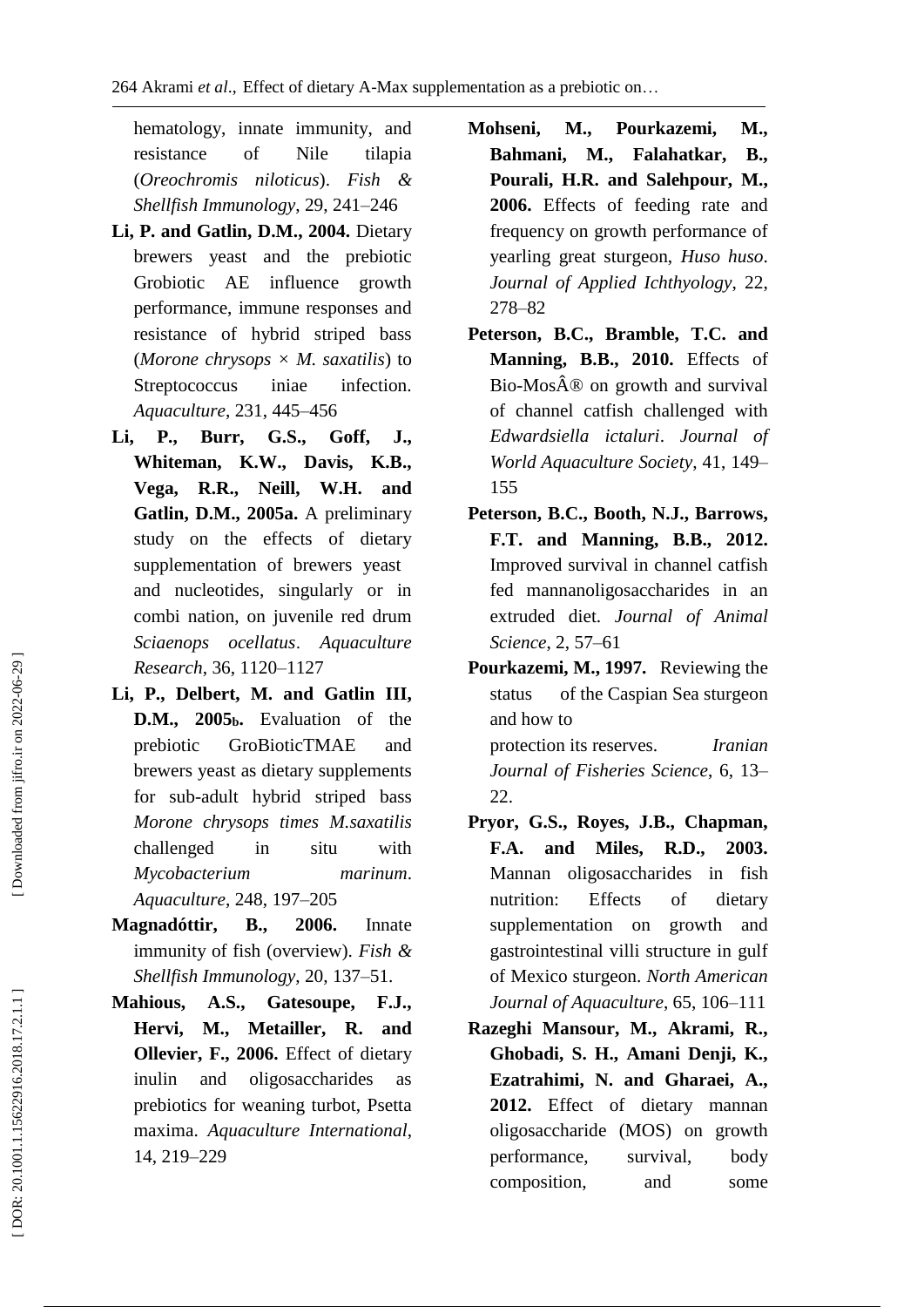hematology, innate immunity, and resistance of Nile tilapia (*Oreochromis niloticus*). *Fish & Shellfish Immunology*, 29, 241–246

**Li, P. and Gatlin, D.M., 2004.** Dietary brewers yeast and the prebiotic Grobiotic AE influence growth performance, immune responses and resistance of hybrid striped bass (*Morone chrysops* × *M. saxatilis*) to Streptococcus iniae infection. *Aquaculture*, 231, 445–456

**Li, P., Burr, G.S., Goff, J., Whiteman, K.W., Davis, K.B., Vega, R.R., Neill, W.H. and Gatlin, D.M., 2005a.** A preliminary study on the effects of dietary supplementation of brewers yeast and nucleotides, singularly or in combi nation, on juvenile red drum *Sciaenops ocellatus*. *Aquaculture Research*, 36, 1120–1127

**Li, P., Delbert, M. and Gatlin III, D.M., 2005b.** Evaluation of the prebiotic GroBioticTMAE and brewers yeast as dietary supplements for sub-adult hybrid striped bass *Morone chrysops times M.saxatilis* challenged in situ with *Mycobacterium marinum*. *Aquaculture*, 248, 197–205

**Magnadóttir, B., 2006.** Innate immunity of fish (overview). *Fish & Shellfish Immunology*, 20, 137–51.

**Mahious, A.S., Gatesoupe, F.J., Hervi, M., Metailler, R. and Ollevier, F., 2006.** Effect of dietary inulin and oligosaccharides as prebiotics for weaning turbot, Psetta maxima. *Aquaculture International*, 14, 219–229

**Mohseni, M., Pourkazemi, M., Bahmani, M., Falahatkar, B., Pourali, H.R. and Salehpour, M., 2006.** Effects of feeding rate and frequency on growth performance of yearling great sturgeon, *Huso huso*. *Journal of Applied Ichthyology*, 22, 278–82

**Peterson, B.C., Bramble, T.C. and Manning, B.B., 2010.** Effects of Bio-MosÂ® on growth and survival of channel catfish challenged with *Edwardsiella ictaluri*. *Journal of World Aquaculture Society*, 41, 149–155

**Peterson, B.C., Booth, N.J., Barrows, F.T. and Manning, B.B., 2012.** Improved survival in channel catfish fed mannanoligosaccharides in an extruded diet. *Journal of Animal Science*, 2, 57–61

**Pourkazemi, M., 1997.** Reviewing the status of the Caspian Sea sturgeon and how to protection its reserves. *Iranian Journal of Fisheries Science*, 6, 13–22.

**Pryor, G.S., Royes, J.B., Chapman, F.A. and Miles, R.D., 2003.** Mannan oligosaccharides in fish nutrition: Effects of dietary supplementation on growth and gastrointestinal villi structure in gulf of Mexico sturgeon. *North American Journal of Aquaculture*, 65, 106–111

**Razeghi Mansour, M., Akrami, R., Ghobadi, S. H., Amani Denji, K., Ezatrahimi, N. and Gharaei, A., 2012.** Effect of dietary mannan oligosaccharide (MOS) on growth performance, survival, body composition, and some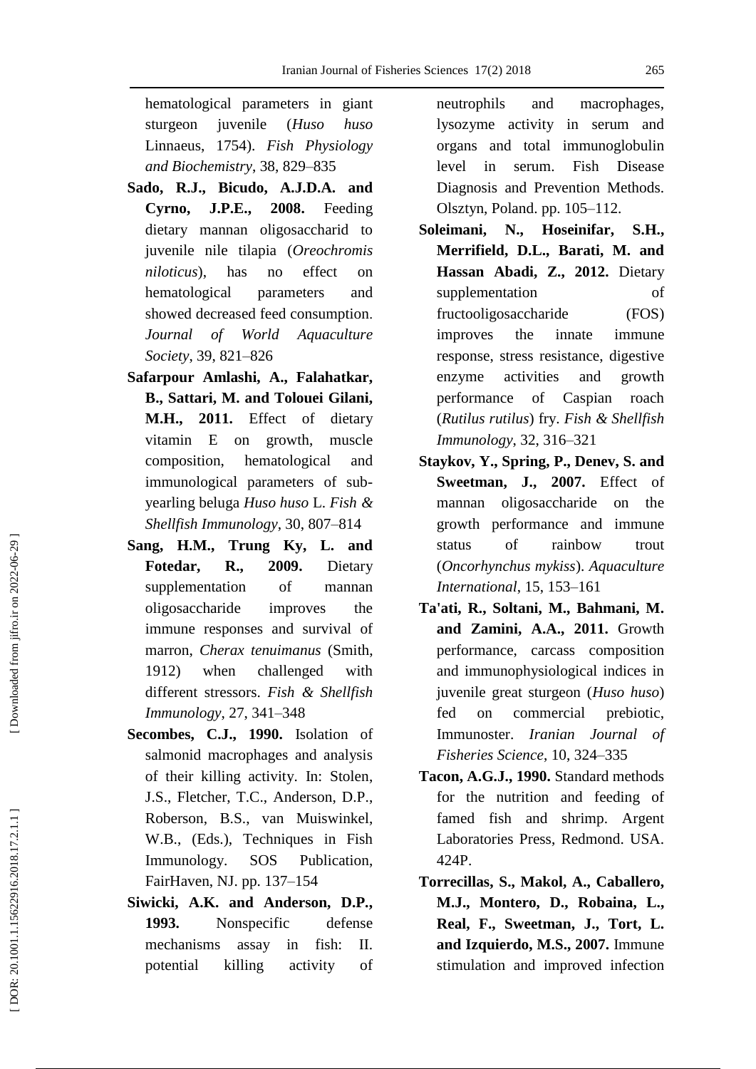hematological parameters in giant sturgeon juvenile (*Huso huso* Linnaeus, 1754). *Fish Physiology and Biochemistry*, 38, 829–835

**Sado, R.J., Bicudo, A.J.D.A. and Cyrno, J.P.E., 2008.** Feeding dietary mannan oligosaccharid to juvenile nile tilapia (*Oreochromis niloticus*), has no effect on hematological parameters and showed decreased feed consumption. *Journal of World Aquaculture Society*, 39, 821–826

**Safarpour Amlashi, A., Falahatkar, B., Sattari, M. and Tolouei Gilani, M.H., 2011.** Effect of dietary vitamin E on growth, muscle composition, hematological and immunological parameters of sub-yearling beluga *Huso huso* L. *Fish & Shellfish Immunology*, 30, 807–814

**Sang, H.M., Trung Ky, L. and Fotedar, R., 2009.** Dietary supplementation of mannan oligosaccharide improves the immune responses and survival of marron, *Cherax tenuimanus* (Smith, 1912) when challenged with different stressors. *Fish & Shellfish Immunology*, 27, 341–348

**Secombes, C.J., 1990.** Isolation of salmonid macrophages and analysis of their killing activity. In: Stolen, J.S., Fletcher, T.C., Anderson, D.P., Roberson, B.S., van Muiswinkel, W.B., (Eds.), Techniques in Fish Immunology. SOS Publication, FairHaven, NJ. pp. 137–154

**Siwicki, A.K. and Anderson, D.P., 1993.** Nonspecific defense mechanisms assay in fish: II. potential killing activity of neutrophils and macrophages, lysozyme activity in serum and organs and total immunoglobulin level in serum. Fish Disease Diagnosis and Prevention Methods. Olsztyn, Poland. pp. 105–112.

**Soleimani, N., Hoseinifar, S.H., Merrifield, D.L., Barati, M. and Hassan Abadi, Z., 2012.** Dietary supplementation of fructooligosaccharide (FOS) improves the innate immune response, stress resistance, digestive enzyme activities and growth performance of Caspian roach (*Rutilus rutilus*) fry. *Fish & Shellfish Immunology*, 32, 316–321

**Staykov, Y., Spring, P., Denev, S. and Sweetman, J., 2007.** Effect of mannan oligosaccharide on the growth performance and immune status of rainbow trout (*Oncorhynchus mykiss*). *Aquaculture International*, 15, 153–161

**Ta'ati, R., Soltani, M., Bahmani, M. and Zamini, A.A., 2011.** Growth performance, carcass composition and immunophysiological indices in juvenile great sturgeon (*Huso huso*) fed on commercial prebiotic, Immunoster. *Iranian Journal of Fisheries Science*, 10, 324–335

**Tacon, A.G.J., 1990.** Standard methods for the nutrition and feeding of famed fish and shrimp. Argent Laboratories Press, Redmond. USA. 424P.

**Torrecillas, S., Makol, A., Caballero, M.J., Montero, D., Robaina, L., Real, F., Sweetman, J., Tort, L. and Izquierdo, M.S., 2007.** Immune stimulation and improved infection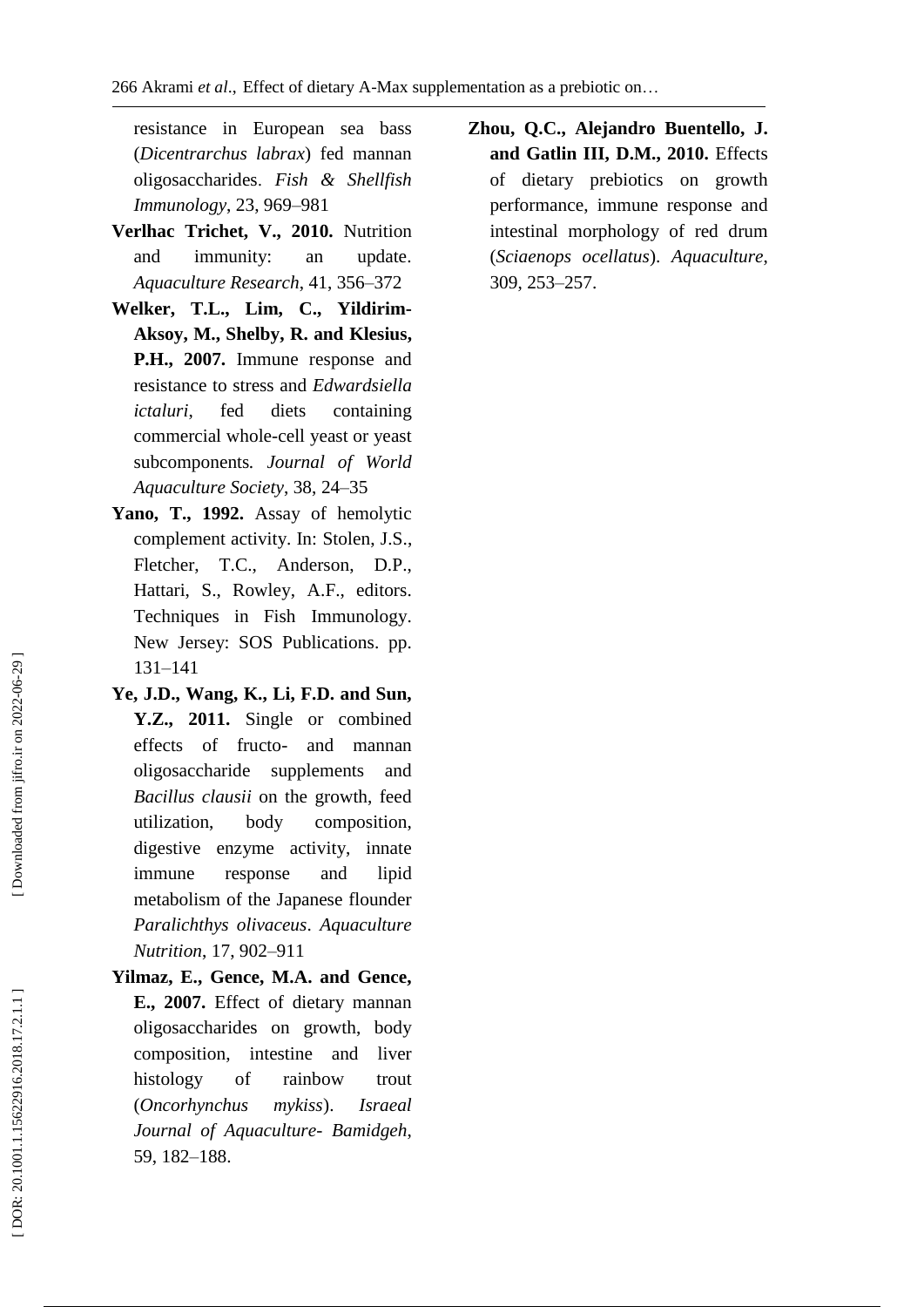resistance in European sea bass (*Dicentrarchus labrax*) fed mannan oligosaccharides. *Fish & Shellfish Immunology*, 23, 969–981

**Verlhac Trichet, V., 2010.** Nutrition and immunity: an update. *Aquaculture Research*, 41, 356–372

**Welker, T.L., Lim, C., Yildirim-Aksoy, M., Shelby, R. and Klesius, P.H., 2007.** Immune response and resistance to stress and *Edwardsiella ictaluri*, fed diets containing commercial whole-cell yeast or yeast subcomponents*.* *Journal of World Aquaculture Society*, 38, 24–35

**Yano, T., 1992.** Assay of hemolytic complement activity. In: Stolen, J.S., Fletcher, T.C., Anderson, D.P., Hattari, S., Rowley, A.F., editors. Techniques in Fish Immunology. New Jersey: SOS Publications. pp. 131–141

**Ye, J.D., Wang, K., Li, F.D. and Sun, Y.Z., 2011.** Single or combined effects of fructo- and mannan oligosaccharide supplements and *Bacillus clausii* on the growth, feed utilization, body composition, digestive enzyme activity, innate immune response and lipid metabolism of the Japanese flounder *Paralichthys olivaceus*. *Aquaculture Nutrition*, 17, 902–911

**Yilmaz, E., Gence, M.A. and Gence, E., 2007.** Effect of dietary mannan oligosaccharides on growth, body composition, intestine and liver histology of rainbow trout (*Oncorhynchus mykiss*). *Israeal Journal of Aquaculture- Bamidgeh*, 59, 182–188.

**Zhou, Q.C., Alejandro Buentello, J. and Gatlin III, D.M., 2010.** Effects of dietary prebiotics on growth performance, immune response and intestinal morphology of red drum (*Sciaenops ocellatus*). *Aquaculture*, 309, 253–257.